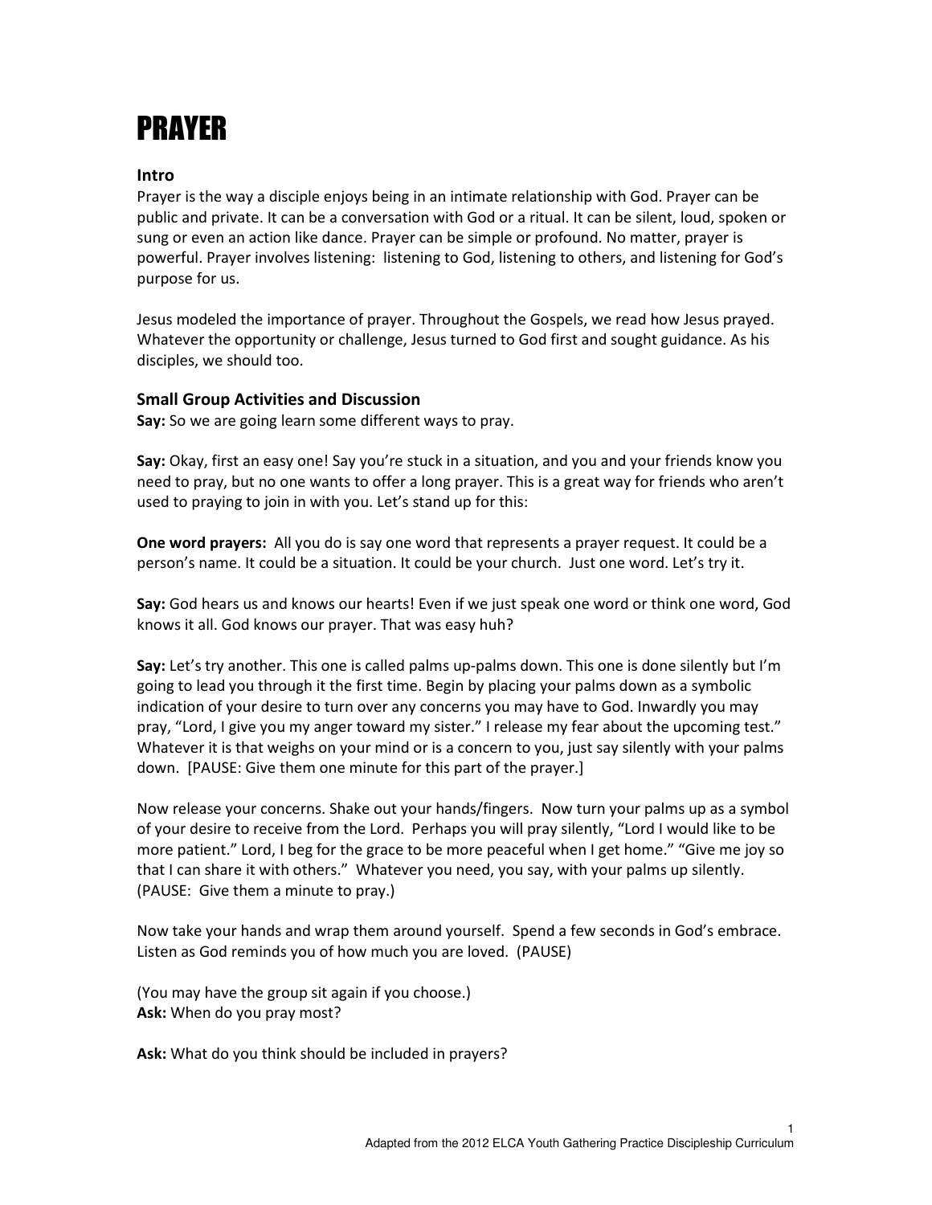# PRAYER

## Intro

Prayer is the way a disciple enjoys being in an intimate relationship with God. Prayer can be public and private. It can be a conversation with God or a ritual. It can be silent, loud, spoken or sung or even an action like dance. Prayer can be simple or profound. No matter, prayer is powerful. Prayer involves listening:  listening to God, listening to others, and listening for God's purpose for us.

Jesus modeled the importance of prayer. Throughout the Gospels, we read how Jesus prayed. Whatever the opportunity or challenge, Jesus turned to God first and sought guidance. As his disciples, we should too.

## Small Group Activities and Discussion

**Say:** So we are going learn some different ways to pray.

**Say:** Okay, first an easy one! Say you're stuck in a situation, and you and your friends know you need to pray, but no one wants to offer a long prayer. This is a great way for friends who aren't used to praying to join in with you. Let's stand up for this:

**One word prayers:**  All you do is say one word that represents a prayer request. It could be a person's name. It could be a situation. It could be your church.  Just one word. Let's try it.

**Say:** God hears us and knows our hearts! Even if we just speak one word or think one word, God knows it all. God knows our prayer. That was easy huh?

**Say:** Let's try another. This one is called palms up-palms down. This one is done silently but I'm going to lead you through it the first time. Begin by placing your palms down as a symbolic indication of your desire to turn over any concerns you may have to God. Inwardly you may pray, "Lord, I give you my anger toward my sister." I release my fear about the upcoming test." Whatever it is that weighs on your mind or is a concern to you, just say silently with your palms down.  [PAUSE: Give them one minute for this part of the prayer.]

Now release your concerns. Shake out your hands/fingers.  Now turn your palms up as a symbol of your desire to receive from the Lord.  Perhaps you will pray silently, "Lord I would like to be more patient." Lord, I beg for the grace to be more peaceful when I get home." "Give me joy so that I can share it with others."  Whatever you need, you say, with your palms up silently. (PAUSE:  Give them a minute to pray.)

Now take your hands and wrap them around yourself.  Spend a few seconds in God's embrace. Listen as God reminds you of how much you are loved.  (PAUSE)

(You may have the group sit again if you choose.)
**Ask:** When do you pray most?

**Ask:** What do you think should be included in prayers?

Adapted from the 2012 ELCA Youth Gathering Practice Discipleship Curriculum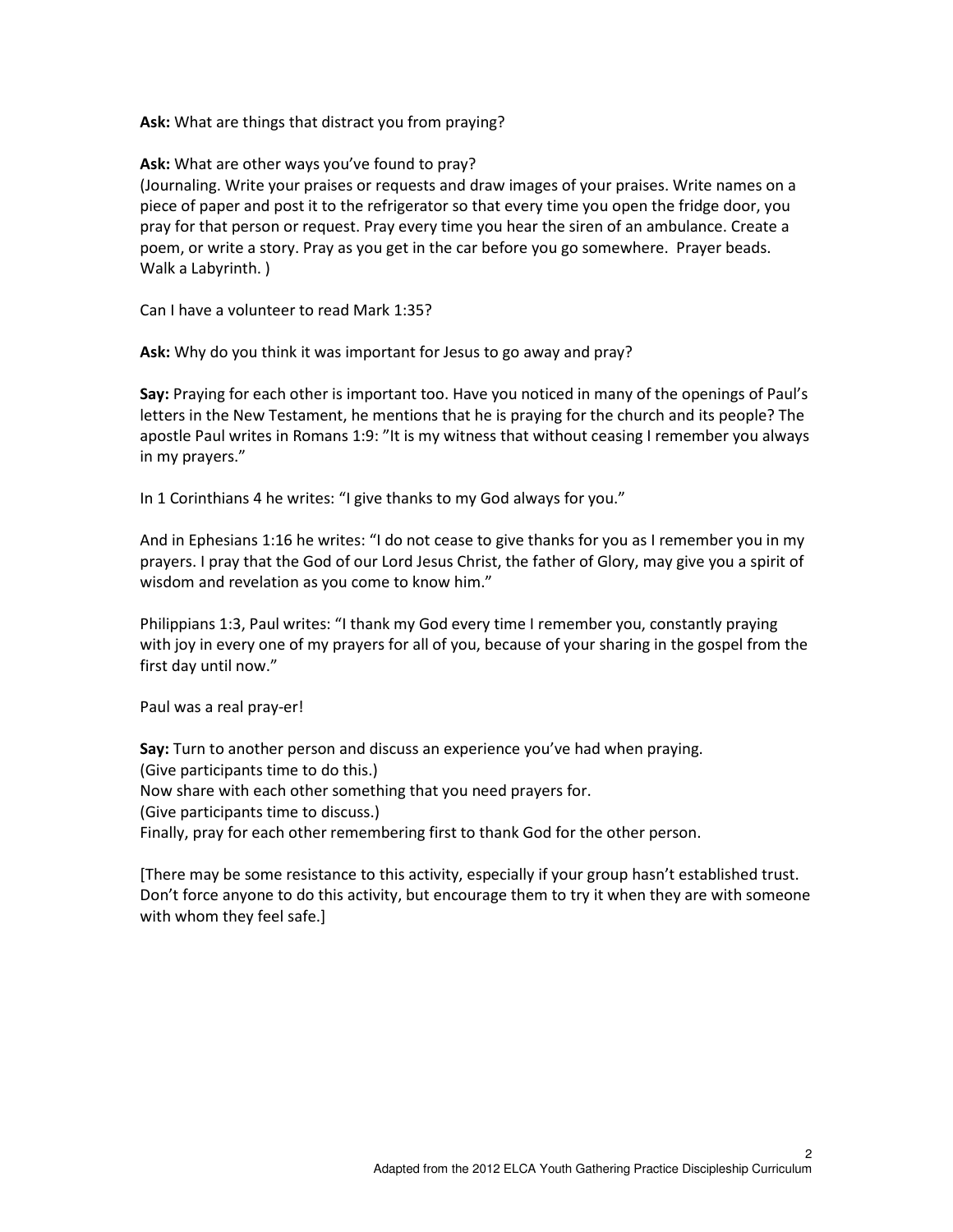**Ask:** What are things that distract you from praying?

**Ask:** What are other ways you've found to pray?
(Journaling. Write your praises or requests and draw images of your praises. Write names on a piece of paper and post it to the refrigerator so that every time you open the fridge door, you pray for that person or request. Pray every time you hear the siren of an ambulance. Create a poem, or write a story. Pray as you get in the car before you go somewhere. Prayer beads. Walk a Labyrinth. )

Can I have a volunteer to read Mark 1:35?

**Ask:** Why do you think it was important for Jesus to go away and pray?

**Say:** Praying for each other is important too. Have you noticed in many of the openings of Paul's letters in the New Testament, he mentions that he is praying for the church and its people? The apostle Paul writes in Romans 1:9: "It is my witness that without ceasing I remember you always in my prayers."

In 1 Corinthians 4 he writes: "I give thanks to my God always for you."

And in Ephesians 1:16 he writes: "I do not cease to give thanks for you as I remember you in my prayers. I pray that the God of our Lord Jesus Christ, the father of Glory, may give you a spirit of wisdom and revelation as you come to know him."

Philippians 1:3, Paul writes: "I thank my God every time I remember you, constantly praying with joy in every one of my prayers for all of you, because of your sharing in the gospel from the first day until now."

Paul was a real pray-er!

**Say:** Turn to another person and discuss an experience you've had when praying.
(Give participants time to do this.)
Now share with each other something that you need prayers for.
(Give participants time to discuss.)
Finally, pray for each other remembering first to thank God for the other person.

[There may be some resistance to this activity, especially if your group hasn't established trust. Don't force anyone to do this activity, but encourage them to try it when they are with someone with whom they feel safe.]